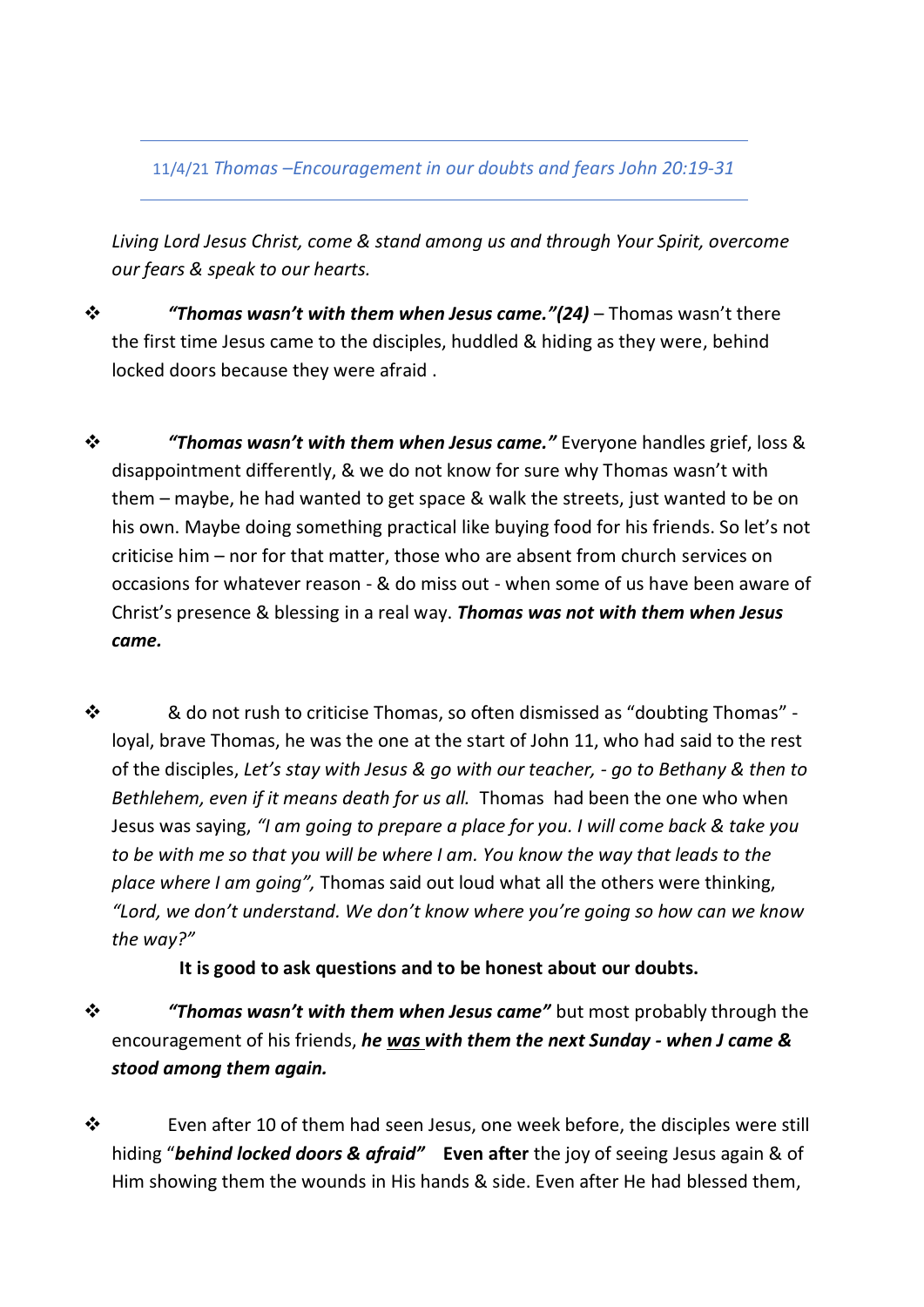11/4/21 *Thomas –Encouragement in our doubts and fears John 20:19-31*

---

*Living Lord Jesus Christ, come & stand among us and through Your Spirit, overcome our fears & speak to our hearts.*

- ***"Thomas wasn't with them when Jesus came."(24)*** – Thomas wasn't there the first time Jesus came to the disciples, huddled & hiding as they were, behind locked doors because they were afraid .

- ***"Thomas wasn't with them when Jesus came."*** Everyone handles grief, loss & disappointment differently, & we do not know for sure why Thomas wasn't with them – maybe, he had wanted to get space & walk the streets, just wanted to be on his own. Maybe doing something practical like buying food for his friends. So let's not criticise him – nor for that matter, those who are absent from church services on occasions for whatever reason - & do miss out - when some of us have been aware of Christ's presence & blessing in a real way. ***Thomas was not with them when Jesus came.***

- & do not rush to criticise Thomas, so often dismissed as "doubting Thomas" - loyal, brave Thomas, he was the one at the start of John 11, who had said to the rest of the disciples, *Let's stay with Jesus & go with our teacher, - go to Bethany & then to Bethlehem, even if it means death for us all.* Thomas had been the one who when Jesus was saying, *"I am going to prepare a place for you. I will come back & take you to be with me so that you will be where I am. You know the way that leads to the place where I am going",* Thomas said out loud what all the others were thinking, *"Lord, we don't understand. We don't know where you're going so how can we know the way?"*

  **It is good to ask questions and to be honest about our doubts.**

- ***"Thomas wasn't with them when Jesus came"*** but most probably through the encouragement of his friends, ***he <u>was</u> with them the next Sunday - when J came & stood among them again.***

- Even after 10 of them had seen Jesus, one week before, the disciples were still hiding "***behind locked doors & afraid"*** **Even after** the joy of seeing Jesus again & of Him showing them the wounds in His hands & side. Even after He had blessed them,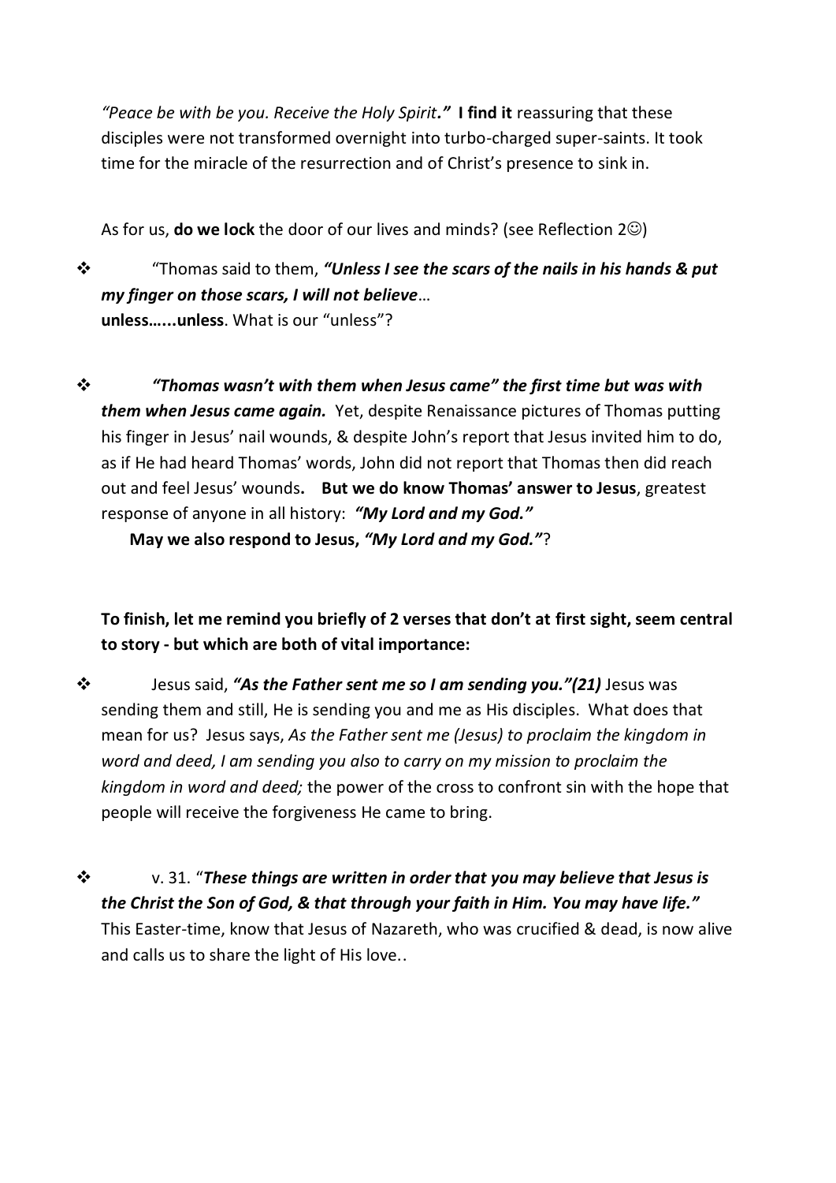*"Peace be with be you. Receive the Holy Spirit."* **I find it** reassuring that these disciples were not transformed overnight into turbo-charged super-saints. It took time for the miracle of the resurrection and of Christ's presence to sink in.

As for us, **do we lock** the door of our lives and minds? (see Reflection 2☺)

❖ "Thomas said to them, ***"Unless I see the scars of the nails in his hands & put my finger on those scars, I will not believe***…
**unless…...unless**. What is our "unless"?

❖ ***"Thomas wasn't with them when Jesus came" the first time but was with them when Jesus came again.*** Yet, despite Renaissance pictures of Thomas putting his finger in Jesus' nail wounds, & despite John's report that Jesus invited him to do, as if He had heard Thomas' words, John did not report that Thomas then did reach out and feel Jesus' wounds**.** **But we do know Thomas' answer to Jesus**, greatest response of anyone in all history: ***"My Lord and my God."***
**May we also respond to Jesus, *"My Lord and my God."***?

**To finish, let me remind you briefly of 2 verses that don't at first sight, seem central to story - but which are both of vital importance:**

❖ Jesus said, ***"As the Father sent me so I am sending you."(21)*** Jesus was sending them and still, He is sending you and me as His disciples. What does that mean for us? Jesus says, *As the Father sent me (Jesus) to proclaim the kingdom in word and deed, I am sending you also to carry on my mission to proclaim the kingdom in word and deed;* the power of the cross to confront sin with the hope that people will receive the forgiveness He came to bring.

❖ v. 31. "***These things are written in order that you may believe that Jesus is the Christ the Son of God, & that through your faith in Him. You may have life."***
This Easter-time, know that Jesus of Nazareth, who was crucified & dead, is now alive and calls us to share the light of His love..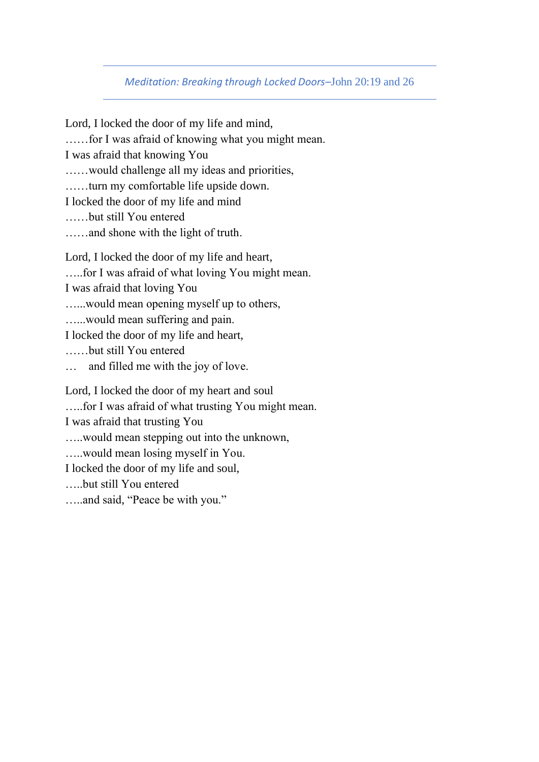*Meditation: Breaking through Locked Doors*–John 20:19 and 26

Lord, I locked the door of my life and mind,  
……for I was afraid of knowing what you might mean.  
I was afraid that knowing You  
……would challenge all my ideas and priorities,  
……turn my comfortable life upside down.  
I locked the door of my life and mind  
……but still You entered  
……and shone with the light of truth.

Lord, I locked the door of my life and heart,  
…..for I was afraid of what loving You might mean.  
I was afraid that loving You  
…...would mean opening myself up to others,  
…...would mean suffering and pain.  
I locked the door of my life and heart,  
……but still You entered  
…   and filled me with the joy of love.

Lord, I locked the door of my heart and soul  
…..for I was afraid of what trusting You might mean.  
I was afraid that trusting You  
…..would mean stepping out into the unknown,  
…..would mean losing myself in You.  
I locked the door of my life and soul,  
…..but still You entered  
…..and said, "Peace be with you."